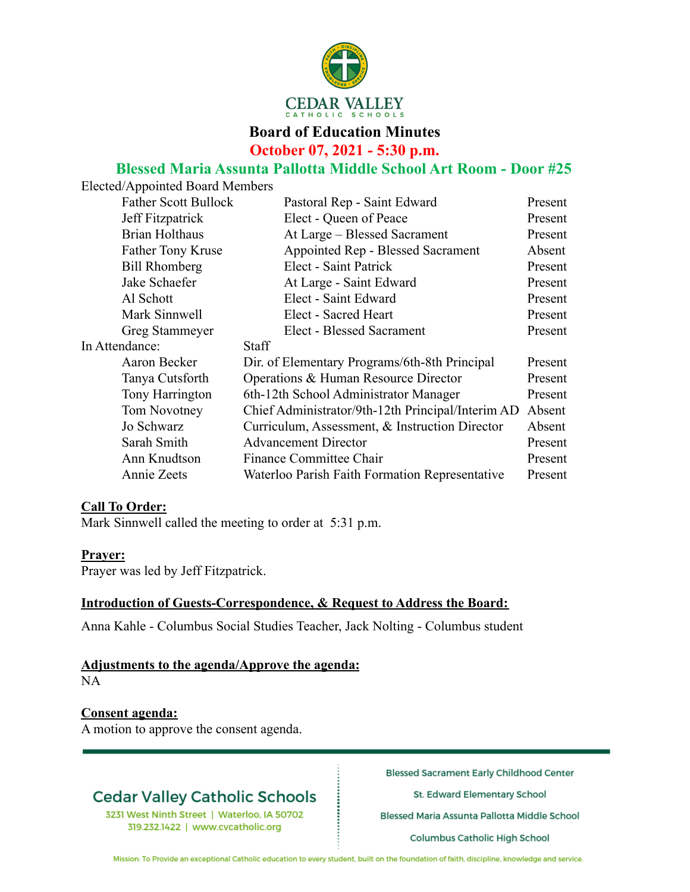CEDAR VALLEY

CATHOLIC SCHOOLS

# Board of Education Minutes

## October 07, 2021 - 5:30 p.m.

## Blessed Maria Assunta Pallotta Middle School Art Room - Door #25

Elected/Appointed Board Members

| Name | Role | Status |
|---|---|---|
| Father Scott Bullock | Pastoral Rep - Saint Edward | Present |
| Jeff Fitzpatrick | Elect - Queen of Peace | Present |
| Brian Holthaus | At Large – Blessed Sacrament | Present |
| Father Tony Kruse | Appointed Rep - Blessed Sacrament | Absent |
| Bill Rhomberg | Elect - Saint Patrick | Present |
| Jake Schaefer | At Large - Saint Edward | Present |
| Al Schott | Elect - Saint Edward | Present |
| Mark Sinnwell | Elect - Sacred Heart | Present |
| Greg Stammeyer | Elect - Blessed Sacrament | Present |

In Attendance: Staff

| Name | Role | Status |
|---|---|---|
| Aaron Becker | Dir. of Elementary Programs/6th-8th Principal | Present |
| Tanya Cutsforth | Operations & Human Resource Director | Present |
| Tony Harrington | 6th-12th School Administrator Manager | Present |
| Tom Novotney | Chief Administrator/9th-12th Principal/Interim AD | Absent |
| Jo Schwarz | Curriculum, Assessment, & Instruction Director | Absent |
| Sarah Smith | Advancement Director | Present |
| Ann Knudtson | Finance Committee Chair | Present |
| Annie Zeets | Waterloo Parish Faith Formation Representative | Present |

**Call To Order:**
Mark Sinnwell called the meeting to order at 5:31 p.m.

**Prayer:**
Prayer was led by Jeff Fitzpatrick.

**Introduction of Guests-Correspondence, & Request to Address the Board:**

Anna Kahle - Columbus Social Studies Teacher, Jack Nolting - Columbus student

**Adjustments to the agenda/Approve the agenda:**
NA

**Consent agenda:**
A motion to approve the consent agenda.

Cedar Valley Catholic Schools
3231 West Ninth Street | Waterloo, IA 50702
319.232.1422 | www.cvcatholic.org

Blessed Sacrament Early Childhood Center
St. Edward Elementary School
Blessed Maria Assunta Pallotta Middle School
Columbus Catholic High School

Mission: To Provide an exceptional Catholic education to every student, built on the foundation of faith, discipline, knowledge and service.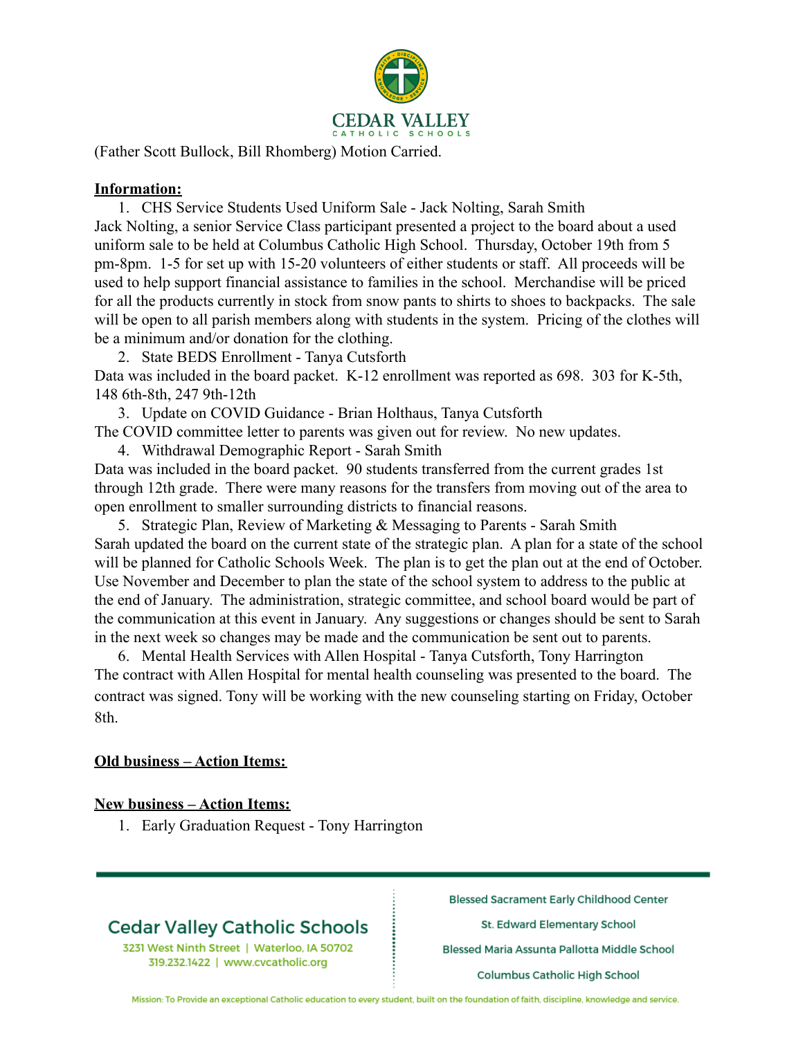(Father Scott Bullock, Bill Rhomberg) Motion Carried.

**<u>Information:</u>**

1. CHS Service Students Used Uniform Sale - Jack Nolting, Sarah Smith

Jack Nolting, a senior Service Class participant presented a project to the board about a used uniform sale to be held at Columbus Catholic High School. Thursday, October 19th from 5 pm-8pm. 1-5 for set up with 15-20 volunteers of either students or staff. All proceeds will be used to help support financial assistance to families in the school. Merchandise will be priced for all the products currently in stock from snow pants to shirts to shoes to backpacks. The sale will be open to all parish members along with students in the system. Pricing of the clothes will be a minimum and/or donation for the clothing.

2. State BEDS Enrollment - Tanya Cutsforth

Data was included in the board packet. K-12 enrollment was reported as 698. 303 for K-5th, 148 6th-8th, 247 9th-12th

3. Update on COVID Guidance - Brian Holthaus, Tanya Cutsforth

The COVID committee letter to parents was given out for review. No new updates.

4. Withdrawal Demographic Report - Sarah Smith

Data was included in the board packet. 90 students transferred from the current grades 1st through 12th grade. There were many reasons for the transfers from moving out of the area to open enrollment to smaller surrounding districts to financial reasons.

5. Strategic Plan, Review of Marketing & Messaging to Parents - Sarah Smith

Sarah updated the board on the current state of the strategic plan. A plan for a state of the school will be planned for Catholic Schools Week. The plan is to get the plan out at the end of October. Use November and December to plan the state of the school system to address to the public at the end of January. The administration, strategic committee, and school board would be part of the communication at this event in January. Any suggestions or changes should be sent to Sarah in the next week so changes may be made and the communication be sent out to parents.

6. Mental Health Services with Allen Hospital - Tanya Cutsforth, Tony Harrington

The contract with Allen Hospital for mental health counseling was presented to the board. The contract was signed. Tony will be working with the new counseling starting on Friday, October 8th.

**<u>Old business – Action Items:</u>**

**<u>New business – Action Items:</u>**

1. Early Graduation Request - Tony Harrington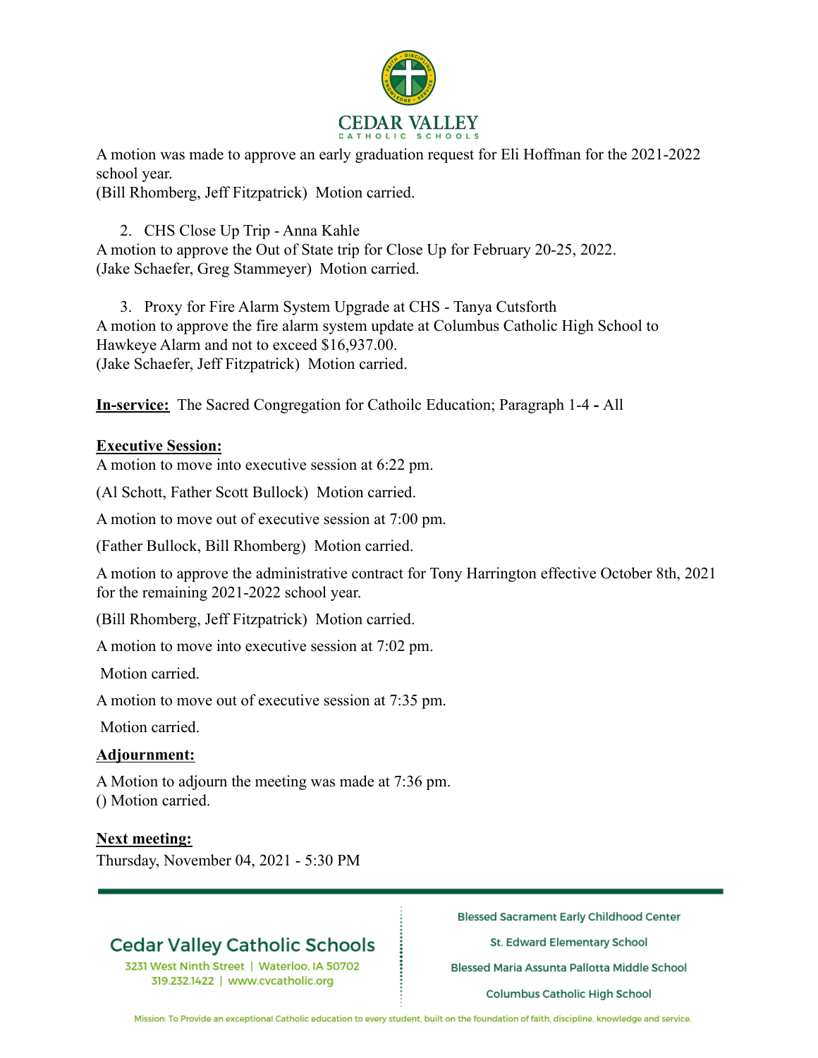A motion was made to approve an early graduation request for Eli Hoffman for the 2021-2022 school year.
(Bill Rhomberg, Jeff Fitzpatrick)  Motion carried.

2. CHS Close Up Trip - Anna Kahle

A motion to approve the Out of State trip for Close Up for February 20-25, 2022.
(Jake Schaefer, Greg Stammeyer)  Motion carried.

3. Proxy for Fire Alarm System Upgrade at CHS - Tanya Cutsforth

A motion to approve the fire alarm system update at Columbus Catholic High School to Hawkeye Alarm and not to exceed $16,937.00.
(Jake Schaefer, Jeff Fitzpatrick)  Motion carried.

**In-service:** The Sacred Congregation for Cathoilc Education; Paragraph 1-4 **-** All

**Executive Session:**

A motion to move into executive session at 6:22 pm.

(Al Schott, Father Scott Bullock)  Motion carried.

A motion to move out of executive session at 7:00 pm.

(Father Bullock, Bill Rhomberg)  Motion carried.

A motion to approve the administrative contract for Tony Harrington effective October 8th, 2021 for the remaining 2021-2022 school year.

(Bill Rhomberg, Jeff Fitzpatrick)  Motion carried.

A motion to move into executive session at 7:02 pm.

Motion carried.

A motion to move out of executive session at 7:35 pm.

Motion carried.

**Adjournment:**

A Motion to adjourn the meeting was made at 7:36 pm.
() Motion carried.

**Next meeting:**

Thursday, November 04, 2021 - 5:30 PM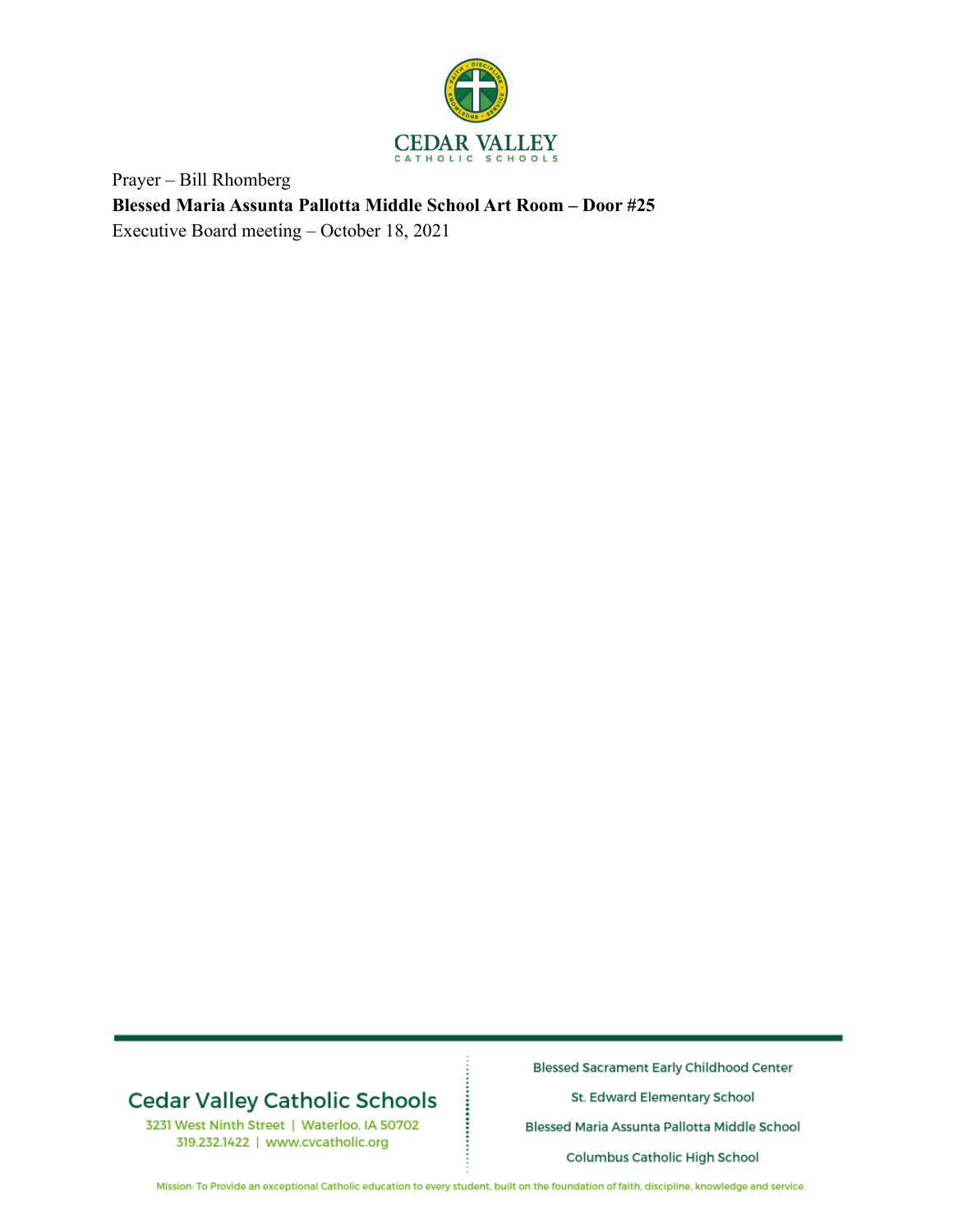Prayer – Bill Rhomberg

**Blessed Maria Assunta Pallotta Middle School Art Room – Door #25**

Executive Board meeting – October 18, 2021